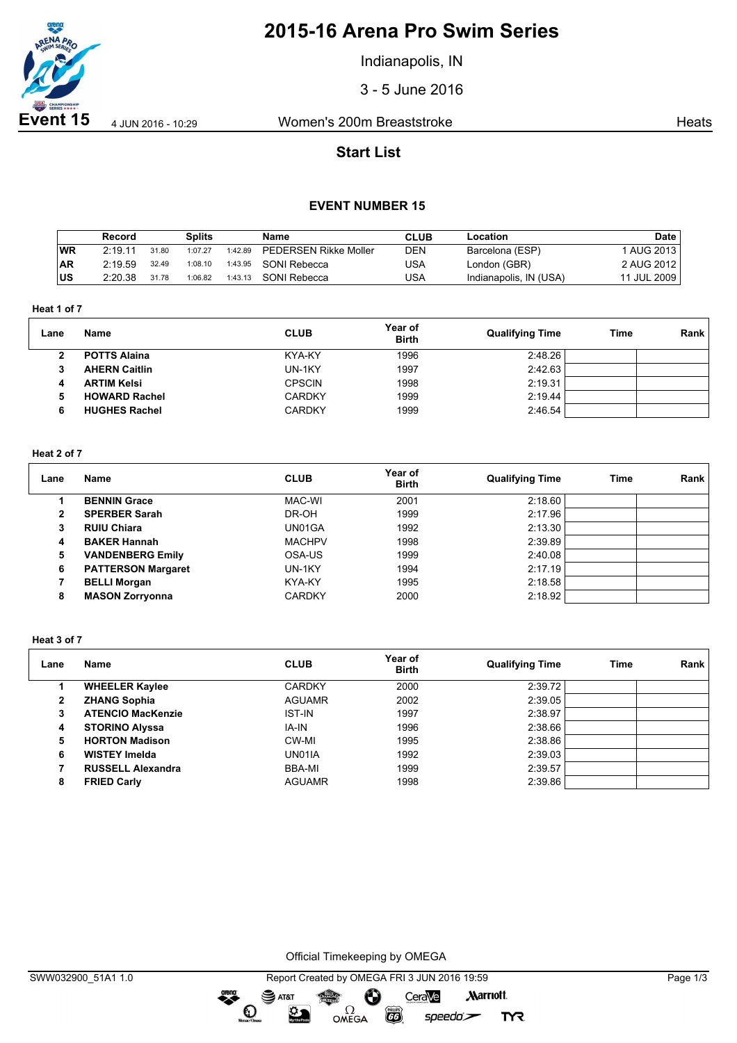# 2015-16 Arena Pro Swim Series

Indianapolis, IN

3 - 5 June 2016

**Event 15** 4 JUN 2016 - 10:29 Women's 200m Breaststroke Heats

## Start List

### EVENT NUMBER 15

| | Record | Splits | | | Name | CLUB | Location | Date |
|---|---|---|---|---|---|---|---|---|
| WR | 2:19.11 | 31.80 | 1:07.27 | 1:42.89 | PEDERSEN Rikke Moller | DEN | Barcelona (ESP) | 1 AUG 2013 |
| AR | 2:19.59 | 32.49 | 1:08.10 | 1:43.95 | SONI Rebecca | USA | London (GBR) | 2 AUG 2012 |
| US | 2:20.38 | 31.78 | 1:06.82 | 1:43.13 | SONI Rebecca | USA | Indianapolis, IN (USA) | 11 JUL 2009 |

**Heat 1 of 7**

| Lane | Name | CLUB | Year of Birth | Qualifying Time | Time | Rank |
|---|---|---|---|---|---|---|
| 2 | **POTTS Alaina** | KYA-KY | 1996 | 2:48.26 | | |
| 3 | **AHERN Caitlin** | UN-1KY | 1997 | 2:42.63 | | |
| 4 | **ARTIM Kelsi** | CPSCIN | 1998 | 2:19.31 | | |
| 5 | **HOWARD Rachel** | CARDKY | 1999 | 2:19.44 | | |
| 6 | **HUGHES Rachel** | CARDKY | 1999 | 2:46.54 | | |

**Heat 2 of 7**

| Lane | Name | CLUB | Year of Birth | Qualifying Time | Time | Rank |
|---|---|---|---|---|---|---|
| 1 | **BENNIN Grace** | MAC-WI | 2001 | 2:18.60 | | |
| 2 | **SPERBER Sarah** | DR-OH | 1999 | 2:17.96 | | |
| 3 | **RUIU Chiara** | UN01GA | 1992 | 2:13.30 | | |
| 4 | **BAKER Hannah** | MACHPV | 1998 | 2:39.89 | | |
| 5 | **VANDENBERG Emily** | OSA-US | 1999 | 2:40.08 | | |
| 6 | **PATTERSON Margaret** | UN-1KY | 1994 | 2:17.19 | | |
| 7 | **BELLI Morgan** | KYA-KY | 1995 | 2:18.58 | | |
| 8 | **MASON Zorryonna** | CARDKY | 2000 | 2:18.92 | | |

**Heat 3 of 7**

| Lane | Name | CLUB | Year of Birth | Qualifying Time | Time | Rank |
|---|---|---|---|---|---|---|
| 1 | **WHEELER Kaylee** | CARDKY | 2000 | 2:39.72 | | |
| 2 | **ZHANG Sophia** | AGUAMR | 2002 | 2:39.05 | | |
| 3 | **ATENCIO MacKenzie** | IST-IN | 1997 | 2:38.97 | | |
| 4 | **STORINO Alyssa** | IA-IN | 1996 | 2:38.66 | | |
| 5 | **HORTON Madison** | CW-MI | 1995 | 2:38.86 | | |
| 6 | **WISTEY Imelda** | UN01IA | 1992 | 2:39.03 | | |
| 7 | **RUSSELL Alexandra** | BBA-MI | 1999 | 2:39.57 | | |
| 8 | **FRIED Carly** | AGUAMR | 1998 | 2:39.86 | | |

Official Timekeeping by OMEGA

SWW032900_51A1 1.0 Report Created by OMEGA FRI 3 JUN 2016 19:59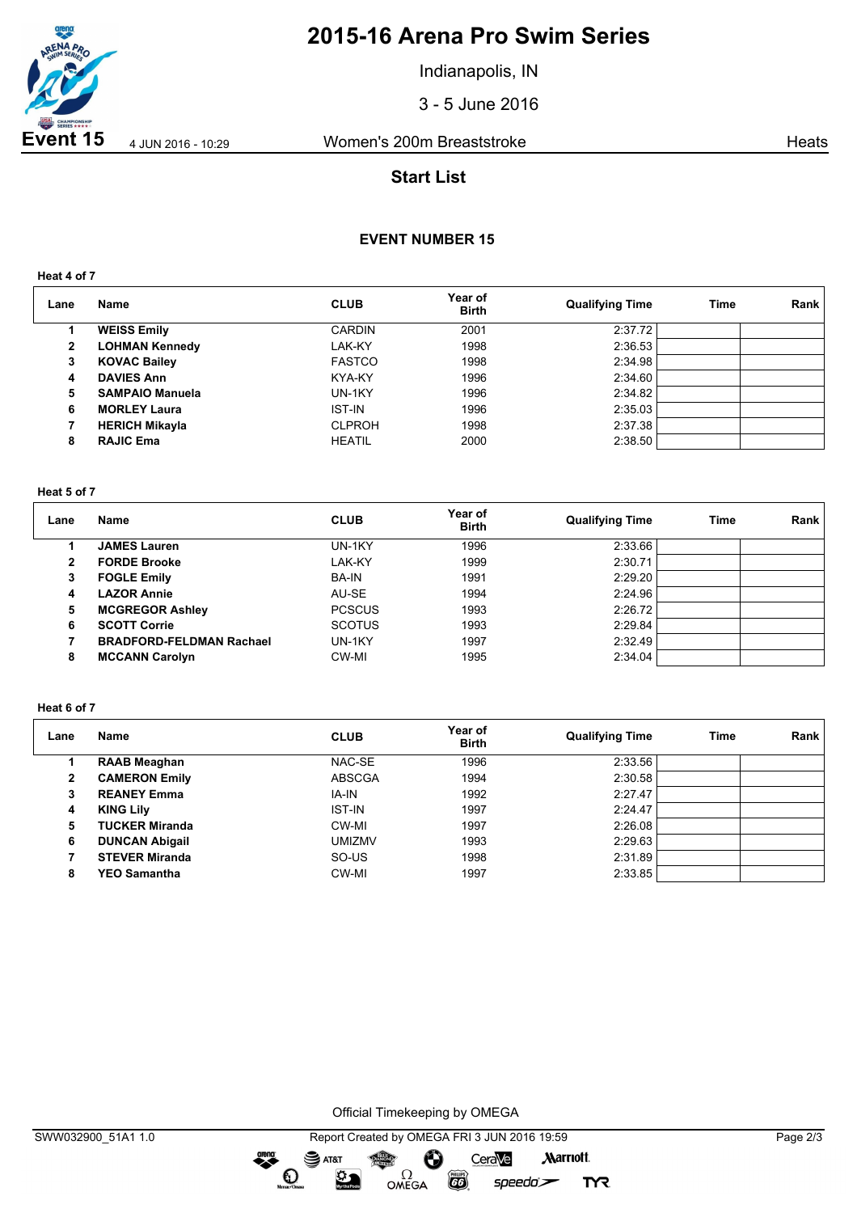# 2015-16 Arena Pro Swim Series

Indianapolis, IN

3 - 5 June 2016

**Event 15** 4 JUN 2016 - 10:29 Women's 200m Breaststroke Heats

## Start List

### EVENT NUMBER 15

**Heat 4 of 7**

| Lane | Name | CLUB | Year of Birth | Qualifying Time | Time | Rank |
|---|---|---|---|---|---|---|
| 1 | **WEISS Emily** | CARDIN | 2001 | 2:37.72 | | |
| 2 | **LOHMAN Kennedy** | LAK-KY | 1998 | 2:36.53 | | |
| 3 | **KOVAC Bailey** | FASTCO | 1998 | 2:34.98 | | |
| 4 | **DAVIES Ann** | KYA-KY | 1996 | 2:34.60 | | |
| 5 | **SAMPAIO Manuela** | UN-1KY | 1996 | 2:34.82 | | |
| 6 | **MORLEY Laura** | IST-IN | 1996 | 2:35.03 | | |
| 7 | **HERICH Mikayla** | CLPROH | 1998 | 2:37.38 | | |
| 8 | **RAJIC Ema** | HEATIL | 2000 | 2:38.50 | | |

**Heat 5 of 7**

| Lane | Name | CLUB | Year of Birth | Qualifying Time | Time | Rank |
|---|---|---|---|---|---|---|
| 1 | **JAMES Lauren** | UN-1KY | 1996 | 2:33.66 | | |
| 2 | **FORDE Brooke** | LAK-KY | 1999 | 2:30.71 | | |
| 3 | **FOGLE Emily** | BA-IN | 1991 | 2:29.20 | | |
| 4 | **LAZOR Annie** | AU-SE | 1994 | 2:24.96 | | |
| 5 | **MCGREGOR Ashley** | PCSCUS | 1993 | 2:26.72 | | |
| 6 | **SCOTT Corrie** | SCOTUS | 1993 | 2:29.84 | | |
| 7 | **BRADFORD-FELDMAN Rachael** | UN-1KY | 1997 | 2:32.49 | | |
| 8 | **MCCANN Carolyn** | CW-MI | 1995 | 2:34.04 | | |

**Heat 6 of 7**

| Lane | Name | CLUB | Year of Birth | Qualifying Time | Time | Rank |
|---|---|---|---|---|---|---|
| 1 | **RAAB Meaghan** | NAC-SE | 1996 | 2:33.56 | | |
| 2 | **CAMERON Emily** | ABSCGA | 1994 | 2:30.58 | | |
| 3 | **REANEY Emma** | IA-IN | 1992 | 2:27.47 | | |
| 4 | **KING Lily** | IST-IN | 1997 | 2:24.47 | | |
| 5 | **TUCKER Miranda** | CW-MI | 1997 | 2:26.08 | | |
| 6 | **DUNCAN Abigail** | UMIZMV | 1993 | 2:29.63 | | |
| 7 | **STEVER Miranda** | SO-US | 1998 | 2:31.89 | | |
| 8 | **YEO Samantha** | CW-MI | 1997 | 2:33.85 | | |

Official Timekeeping by OMEGA

SWW032900_51A1 1.0 Report Created by OMEGA FRI 3 JUN 2016 19:59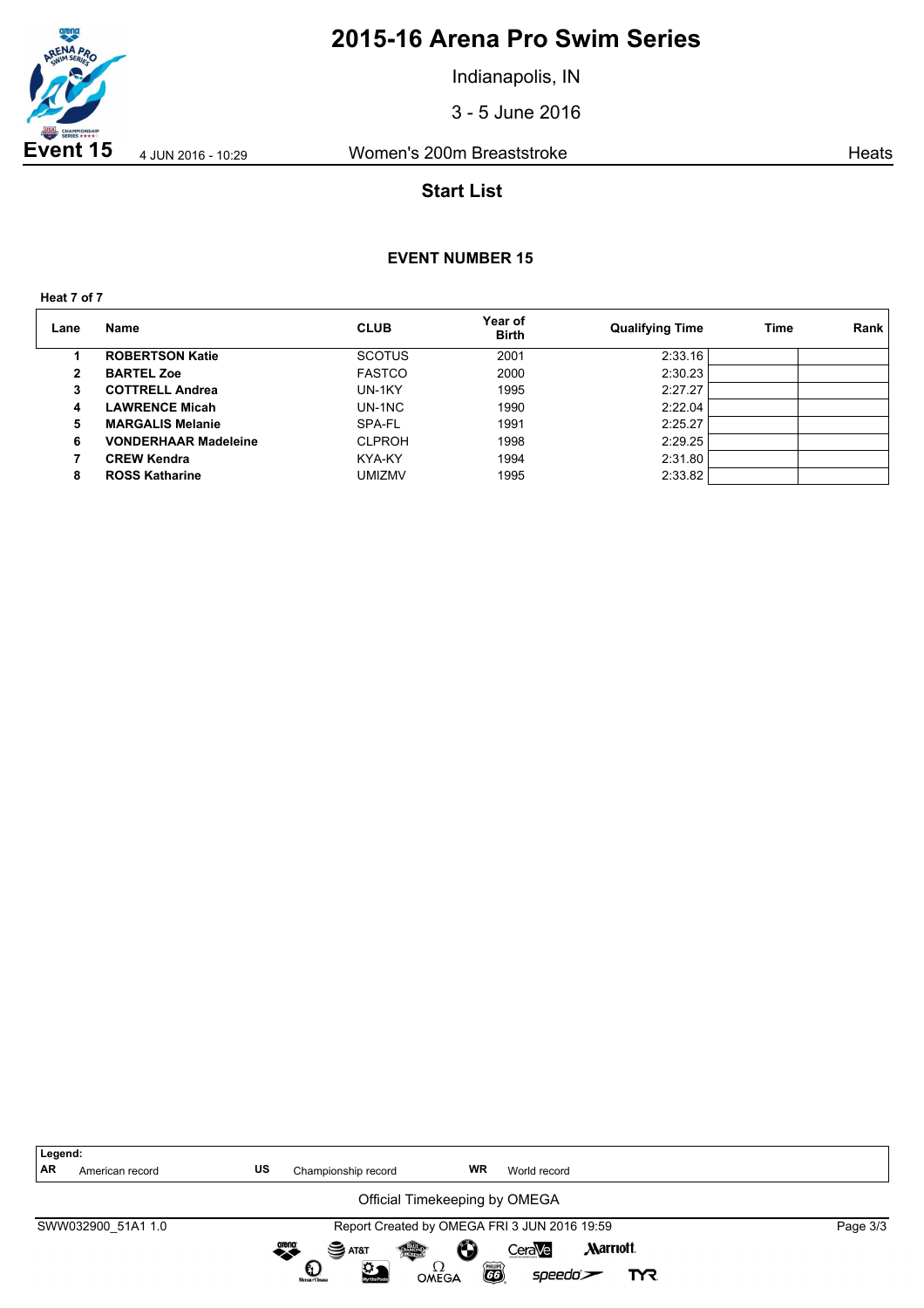# 2015-16 Arena Pro Swim Series

Indianapolis, IN

3 - 5 June 2016

**Event 15** 4 JUN 2016 - 10:29 Women's 200m Breaststroke Heats

## Start List

### EVENT NUMBER 15

**Heat 7 of 7**

| Lane | Name | CLUB | Year of Birth | Qualifying Time | Time | Rank |
|---|---|---|---|---|---|---|
| 1 | **ROBERTSON Katie** | SCOTUS | 2001 | 2:33.16 | | |
| 2 | **BARTEL Zoe** | FASTCO | 2000 | 2:30.23 | | |
| 3 | **COTTRELL Andrea** | UN-1KY | 1995 | 2:27.27 | | |
| 4 | **LAWRENCE Micah** | UN-1NC | 1990 | 2:22.04 | | |
| 5 | **MARGALIS Melanie** | SPA-FL | 1991 | 2:25.27 | | |
| 6 | **VONDERHAAR Madeleine** | CLPROH | 1998 | 2:29.25 | | |
| 7 | **CREW Kendra** | KYA-KY | 1994 | 2:31.80 | | |
| 8 | **ROSS Katharine** | UMIZMV | 1995 | 2:33.82 | | |

**Legend:**
**AR** American record **US** Championship record **WR** World record

Official Timekeeping by OMEGA

SWW032900_51A1 1.0 Report Created by OMEGA FRI 3 JUN 2016 19:59